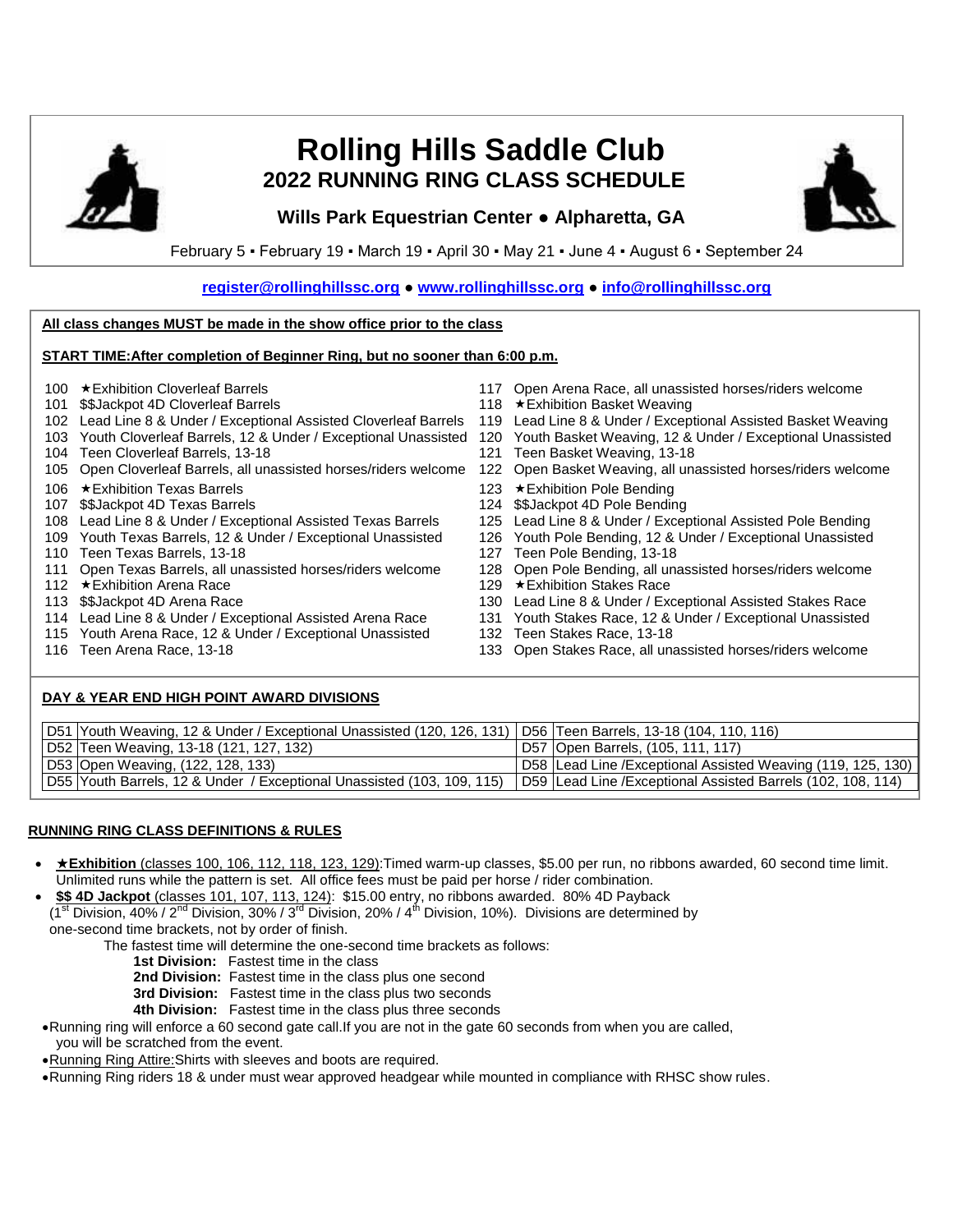# Rolling Hills Saddle Club

## 2022 RUNNING RING CLASS SCHEDULE

### Wills Park Equestrian Center ● Alpharetta, GA

February 5 ▪ February 19 ▪ March 19 ▪ April 30 ▪ May 21 ▪ June 4 ▪ August 6 ▪ September 24

**register@rollinghillssc.org ● www.rollinghillssc.org ● info@rollinghillssc.org**

**All class changes MUST be made in the show office prior to the class**

**START TIME:After completion of Beginner Ring, but no sooner than 6:00 p.m.**

- 100 ★Exhibition Cloverleaf Barrels
- 101 $$Jackpot 4D Cloverleaf Barrels
- 102 Lead Line 8 & Under / Exceptional Assisted Cloverleaf Barrels
- 103 Youth Cloverleaf Barrels, 12 & Under / Exceptional Unassisted
- 104 Teen Cloverleaf Barrels, 13-18
- 105 Open Cloverleaf Barrels, all unassisted horses/riders welcome
- 106 ★Exhibition Texas Barrels
- 107 $$Jackpot 4D Texas Barrels
- 108 Lead Line 8 & Under / Exceptional Assisted Texas Barrels
- 109 Youth Texas Barrels, 12 & Under / Exceptional Unassisted
- 110 Teen Texas Barrels, 13-18
- 111 Open Texas Barrels, all unassisted horses/riders welcome
- 112 ★Exhibition Arena Race
- 113 $$Jackpot 4D Arena Race
- 114 Lead Line 8 & Under / Exceptional Assisted Arena Race
- 115 Youth Arena Race, 12 & Under / Exceptional Unassisted
- 116 Teen Arena Race, 13-18
- 117 Open Arena Race, all unassisted horses/riders welcome
- 118 ★Exhibition Basket Weaving
- 119 Lead Line 8 & Under / Exceptional Assisted Basket Weaving
- 120 Youth Basket Weaving, 12 & Under / Exceptional Unassisted
- 121 Teen Basket Weaving, 13-18
- 122 Open Basket Weaving, all unassisted horses/riders welcome
- 123 ★Exhibition Pole Bending
- 124 $$Jackpot 4D Pole Bending
- 125 Lead Line 8 & Under / Exceptional Assisted Pole Bending
- 126 Youth Pole Bending, 12 & Under / Exceptional Unassisted
- 127 Teen Pole Bending, 13-18
- 128 Open Pole Bending, all unassisted horses/riders welcome
- 129 ★Exhibition Stakes Race
- 130 Lead Line 8 & Under / Exceptional Assisted Stakes Race
- 131 Youth Stakes Race, 12 & Under / Exceptional Unassisted
- 132 Teen Stakes Race, 13-18
- 133 Open Stakes Race, all unassisted horses/riders welcome

**DAY & YEAR END HIGH POINT AWARD DIVISIONS**

| | | | |
|---|---|---|---|
| D51 | Youth Weaving, 12 & Under / Exceptional Unassisted (120, 126, 131) | D56 | Teen Barrels, 13-18 (104, 110, 116) |
| D52 | Teen Weaving, 13-18 (121, 127, 132) | D57 | Open Barrels, (105, 111, 117) |
| D53 | Open Weaving, (122, 128, 133) | D58 | Lead Line /Exceptional Assisted Weaving (119, 125, 130) |
| D55 | Youth Barrels, 12 & Under / Exceptional Unassisted (103, 109, 115) | D59 | Lead Line /Exceptional Assisted Barrels (102, 108, 114) |

**RUNNING RING CLASS DEFINITIONS & RULES**

- **★Exhibition** (classes 100, 106, 112, 118, 123, 129):Timed warm-up classes, $5.00 per run, no ribbons awarded, 60 second time limit. Unlimited runs while the pattern is set. All office fees must be paid per horse / rider combination.
- **$$ 4D Jackpot** (classes 101, 107, 113, 124): $15.00 entry, no ribbons awarded. 80% 4D Payback (1st Division, 40% / 2nd Division, 30% / 3rd Division, 20% / 4th Division, 10%). Divisions are determined by one-second time brackets, not by order of finish.

  The fastest time will determine the one-second time brackets as follows:

  **1st Division:** Fastest time in the class
  **2nd Division:** Fastest time in the class plus one second
  **3rd Division:** Fastest time in the class plus two seconds
  **4th Division:** Fastest time in the class plus three seconds
- Running ring will enforce a 60 second gate call.If you are not in the gate 60 seconds from when you are called, you will be scratched from the event.
- Running Ring Attire:Shirts with sleeves and boots are required.
- Running Ring riders 18 & under must wear approved headgear while mounted in compliance with RHSC show rules.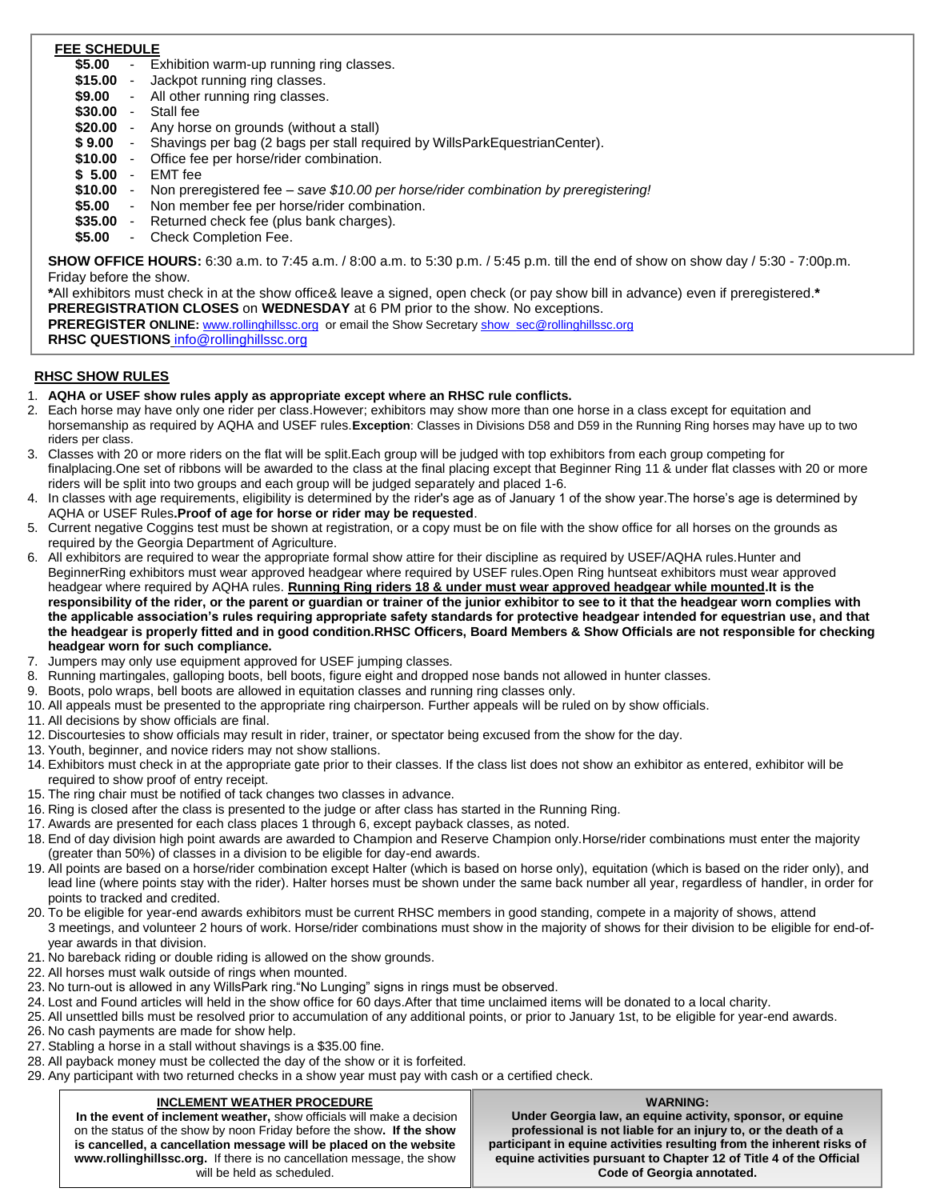**FEE SCHEDULE**

| | | |
|---|---|---|
| **$5.00** | - | Exhibition warm-up running ring classes. |
| **$15.00** | - | Jackpot running ring classes. |
| **$9.00** | - | All other running ring classes. |
| **$30.00** | - | Stall fee |
| **$20.00** | - | Any horse on grounds (without a stall) |
| **$ 9.00** | - | Shavings per bag (2 bags per stall required by WillsParkEquestrianCenter). |
| **$10.00** | - | Office fee per horse/rider combination. |
| **$ 5.00** | - | EMT fee |
| **$10.00** | - | Non preregistered fee – *save $10.00 per horse/rider combination by preregistering!* |
| **$5.00** | - | Non member fee per horse/rider combination. |
| **$35.00** | - | Returned check fee (plus bank charges). |
| **$5.00** | - | Check Completion Fee. |

**SHOW OFFICE HOURS:** 6:30 a.m. to 7:45 a.m. / 8:00 a.m. to 5:30 p.m. / 5:45 p.m. till the end of show on show day / 5:30 - 7:00p.m. Friday before the show.

**\***All exhibitors must check in at the show office& leave a signed, open check (or pay show bill in advance) even if preregistered.**\***

**PREREGISTRATION CLOSES** on **WEDNESDAY** at 6 PM prior to the show. No exceptions.

**PREREGISTER ONLINE:** www.rollinghillssc.org or email the Show Secretary show_sec@rollinghillssc.org

**RHSC QUESTIONS** info@rollinghillssc.org

## RHSC SHOW RULES

1. **AQHA or USEF show rules apply as appropriate except where an RHSC rule conflicts.**
2. Each horse may have only one rider per class.However; exhibitors may show more than one horse in a class except for equitation and horsemanship as required by AQHA and USEF rules.**Exception**: Classes in Divisions D58 and D59 in the Running Ring horses may have up to two riders per class.
3. Classes with 20 or more riders on the flat will be split.Each group will be judged with top exhibitors from each group competing for finalplacing.One set of ribbons will be awarded to the class at the final placing except that Beginner Ring 11 & under flat classes with 20 or more riders will be split into two groups and each group will be judged separately and placed 1-6.
4. In classes with age requirements, eligibility is determined by the rider's age as of January 1 of the show year.The horse's age is determined by AQHA or USEF Rules**.Proof of age for horse or rider may be requested**.
5. Current negative Coggins test must be shown at registration, or a copy must be on file with the show office for all horses on the grounds as required by the Georgia Department of Agriculture.
6. All exhibitors are required to wear the appropriate formal show attire for their discipline as required by USEF/AQHA rules.Hunter and BeginnerRing exhibitors must wear approved headgear where required by USEF rules.Open Ring huntseat exhibitors must wear approved headgear where required by AQHA rules. **Running Ring riders 18 & under must wear approved headgear while mounted.It is the responsibility of the rider, or the parent or guardian or trainer of the junior exhibitor to see to it that the headgear worn complies with the applicable association's rules requiring appropriate safety standards for protective headgear intended for equestrian use, and that the headgear is properly fitted and in good condition.RHSC Officers, Board Members & Show Officials are not responsible for checking headgear worn for such compliance.**
7. Jumpers may only use equipment approved for USEF jumping classes.
8. Running martingales, galloping boots, bell boots, figure eight and dropped nose bands not allowed in hunter classes.
9. Boots, polo wraps, bell boots are allowed in equitation classes and running ring classes only.
10. All appeals must be presented to the appropriate ring chairperson. Further appeals will be ruled on by show officials.
11. All decisions by show officials are final.
12. Discourtesies to show officials may result in rider, trainer, or spectator being excused from the show for the day.
13. Youth, beginner, and novice riders may not show stallions.
14. Exhibitors must check in at the appropriate gate prior to their classes. If the class list does not show an exhibitor as entered, exhibitor will be required to show proof of entry receipt.
15. The ring chair must be notified of tack changes two classes in advance.
16. Ring is closed after the class is presented to the judge or after class has started in the Running Ring.
17. Awards are presented for each class places 1 through 6, except payback classes, as noted.
18. End of day division high point awards are awarded to Champion and Reserve Champion only.Horse/rider combinations must enter the majority (greater than 50%) of classes in a division to be eligible for day-end awards.
19. All points are based on a horse/rider combination except Halter (which is based on horse only), equitation (which is based on the rider only), and lead line (where points stay with the rider). Halter horses must be shown under the same back number all year, regardless of handler, in order for points to tracked and credited.
20. To be eligible for year-end awards exhibitors must be current RHSC members in good standing, compete in a majority of shows, attend 3 meetings, and volunteer 2 hours of work. Horse/rider combinations must show in the majority of shows for their division to be eligible for end-of-year awards in that division.
21. No bareback riding or double riding is allowed on the show grounds.
22. All horses must walk outside of rings when mounted.
23. No turn-out is allowed in any WillsPark ring."No Lunging" signs in rings must be observed.
24. Lost and Found articles will held in the show office for 60 days.After that time unclaimed items will be donated to a local charity.
25. All unsettled bills must be resolved prior to accumulation of any additional points, or prior to January 1st, to be eligible for year-end awards.
26. No cash payments are made for show help.
27. Stabling a horse in a stall without shavings is a $35.00 fine.
28. All payback money must be collected the day of the show or it is forfeited.
29. Any participant with two returned checks in a show year must pay with cash or a certified check.

**INCLEMENT WEATHER PROCEDURE**

**In the event of inclement weather,** show officials will make a decision on the status of the show by noon Friday before the show**. If the show is cancelled, a cancellation message will be placed on the website www.rollinghillssc.org.** If there is no cancellation message, the show will be held as scheduled.

**WARNING:**

**Under Georgia law, an equine activity, sponsor, or equine professional is not liable for an injury to, or the death of a participant in equine activities resulting from the inherent risks of equine activities pursuant to Chapter 12 of Title 4 of the Official Code of Georgia annotated.**